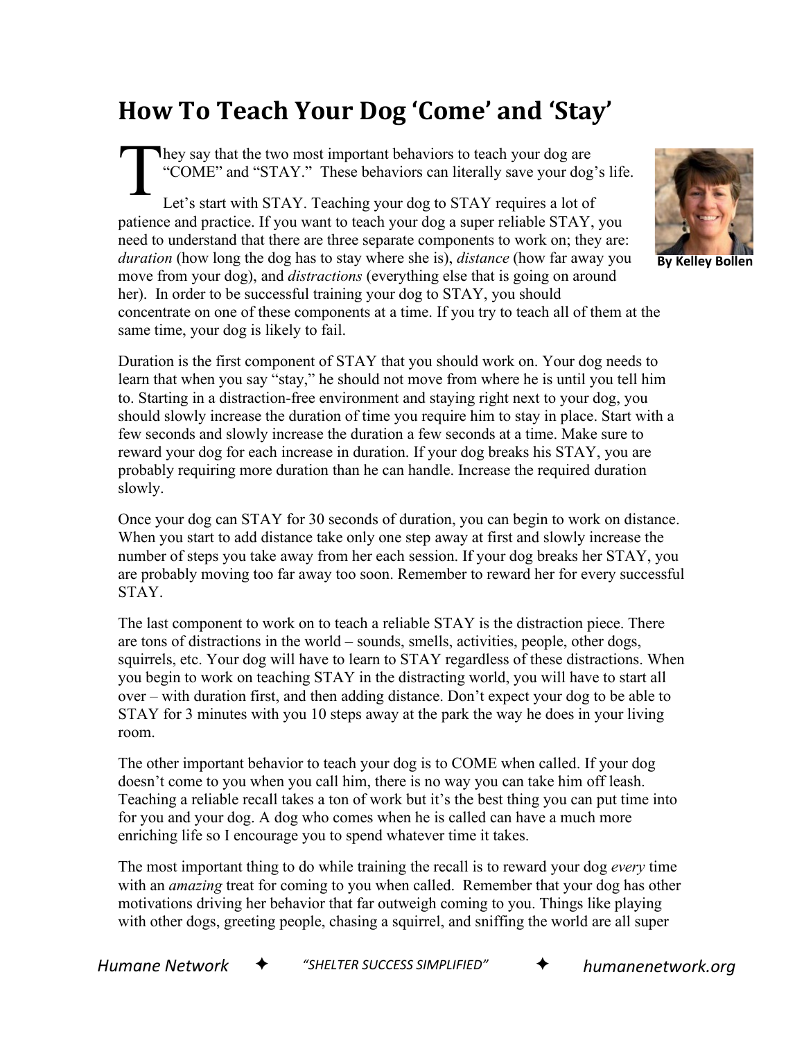# How To Teach Your Dog 'Come' and 'Stay'

By Kelley Bollen

They say that the two most important behaviors to teach your dog are "COME" and "STAY." These behaviors can literally save your dog's life.

Let's start with STAY. Teaching your dog to STAY requires a lot of patience and practice. If you want to teach your dog a super reliable STAY, you need to understand that there are three separate components to work on; they are: *duration* (how long the dog has to stay where she is), *distance* (how far away you move from your dog), and *distractions* (everything else that is going on around her). In order to be successful training your dog to STAY, you should concentrate on one of these components at a time. If you try to teach all of them at the same time, your dog is likely to fail.

Duration is the first component of STAY that you should work on. Your dog needs to learn that when you say "stay," he should not move from where he is until you tell him to. Starting in a distraction-free environment and staying right next to your dog, you should slowly increase the duration of time you require him to stay in place. Start with a few seconds and slowly increase the duration a few seconds at a time. Make sure to reward your dog for each increase in duration. If your dog breaks his STAY, you are probably requiring more duration than he can handle. Increase the required duration slowly.

Once your dog can STAY for 30 seconds of duration, you can begin to work on distance. When you start to add distance take only one step away at first and slowly increase the number of steps you take away from her each session. If your dog breaks her STAY, you are probably moving too far away too soon. Remember to reward her for every successful STAY.

The last component to work on to teach a reliable STAY is the distraction piece. There are tons of distractions in the world – sounds, smells, activities, people, other dogs, squirrels, etc. Your dog will have to learn to STAY regardless of these distractions. When you begin to work on teaching STAY in the distracting world, you will have to start all over – with duration first, and then adding distance. Don't expect your dog to be able to STAY for 3 minutes with you 10 steps away at the park the way he does in your living room.

The other important behavior to teach your dog is to COME when called. If your dog doesn't come to you when you call him, there is no way you can take him off leash. Teaching a reliable recall takes a ton of work but it's the best thing you can put time into for you and your dog. A dog who comes when he is called can have a much more enriching life so I encourage you to spend whatever time it takes.

The most important thing to do while training the recall is to reward your dog *every* time with an *amazing* treat for coming to you when called. Remember that your dog has other motivations driving her behavior that far outweigh coming to you. Things like playing with other dogs, greeting people, chasing a squirrel, and sniffing the world are all super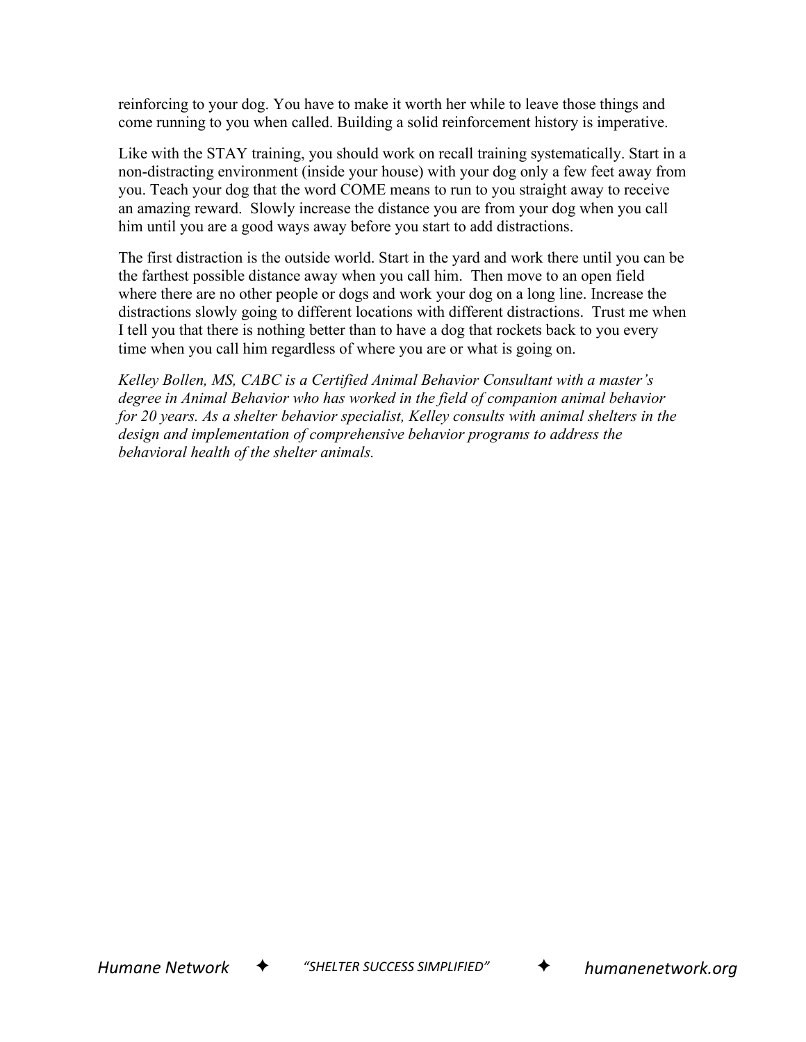reinforcing to your dog. You have to make it worth her while to leave those things and come running to you when called. Building a solid reinforcement history is imperative.

Like with the STAY training, you should work on recall training systematically. Start in a non-distracting environment (inside your house) with your dog only a few feet away from you. Teach your dog that the word COME means to run to you straight away to receive an amazing reward. Slowly increase the distance you are from your dog when you call him until you are a good ways away before you start to add distractions.

The first distraction is the outside world. Start in the yard and work there until you can be the farthest possible distance away when you call him. Then move to an open field where there are no other people or dogs and work your dog on a long line. Increase the distractions slowly going to different locations with different distractions. Trust me when I tell you that there is nothing better than to have a dog that rockets back to you every time when you call him regardless of where you are or what is going on.

*Kelley Bollen, MS, CABC is a Certified Animal Behavior Consultant with a master's degree in Animal Behavior who has worked in the field of companion animal behavior for 20 years. As a shelter behavior specialist, Kelley consults with animal shelters in the design and implementation of comprehensive behavior programs to address the behavioral health of the shelter animals.*